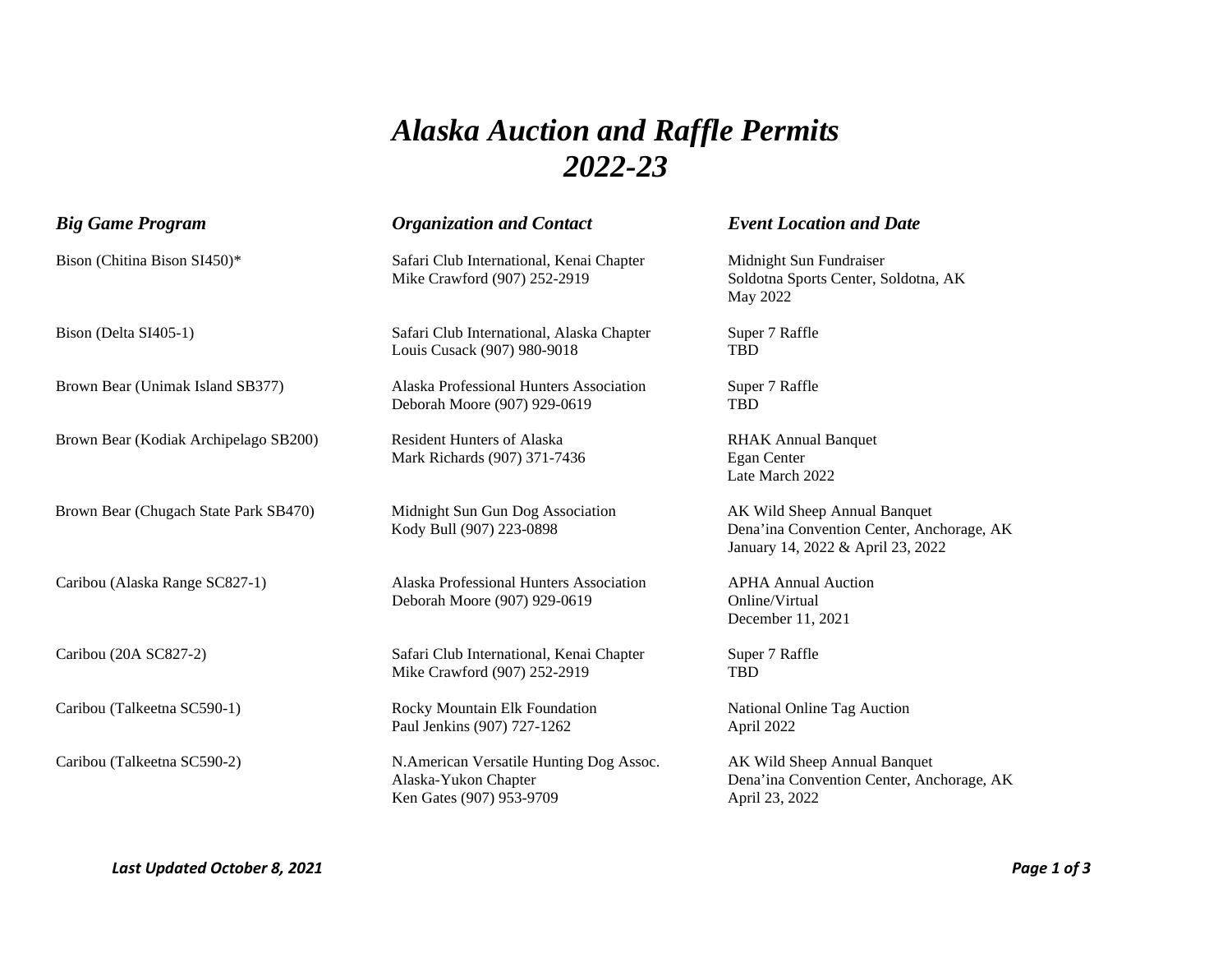# *Alaska Auction and Raffle Permits 2022-23*

| *Big Game Program* | *Organization and Contact* | *Event Location and Date* |
|---|---|---|
| Bison (Chitina Bison SI450)* | Safari Club International, Kenai Chapter<br>Mike Crawford (907) 252-2919 | Midnight Sun Fundraiser<br>Soldotna Sports Center, Soldotna, AK<br>May 2022 |
| Bison (Delta SI405-1) | Safari Club International, Alaska Chapter<br>Louis Cusack (907) 980-9018 | Super 7 Raffle<br>TBD |
| Brown Bear (Unimak Island SB377) | Alaska Professional Hunters Association<br>Deborah Moore (907) 929-0619 | Super 7 Raffle<br>TBD |
| Brown Bear (Kodiak Archipelago SB200) | Resident Hunters of Alaska<br>Mark Richards (907) 371-7436 | RHAK Annual Banquet<br>Egan Center<br>Late March 2022 |
| Brown Bear (Chugach State Park SB470) | Midnight Sun Gun Dog Association<br>Kody Bull (907) 223-0898 | AK Wild Sheep Annual Banquet<br>Dena'ina Convention Center, Anchorage, AK<br>January 14, 2022 & April 23, 2022 |
| Caribou (Alaska Range SC827-1) | Alaska Professional Hunters Association<br>Deborah Moore (907) 929-0619 | APHA Annual Auction<br>Online/Virtual<br>December 11, 2021 |
| Caribou (20A SC827-2) | Safari Club International, Kenai Chapter<br>Mike Crawford (907) 252-2919 | Super 7 Raffle<br>TBD |
| Caribou (Talkeetna SC590-1) | Rocky Mountain Elk Foundation<br>Paul Jenkins (907) 727-1262 | National Online Tag Auction<br>April 2022 |
| Caribou (Talkeetna SC590-2) | N.American Versatile Hunting Dog Assoc.<br>Alaska-Yukon Chapter<br>Ken Gates (907) 953-9709 | AK Wild Sheep Annual Banquet<br>Dena'ina Convention Center, Anchorage, AK<br>April 23, 2022 |

*Last Updated October 8, 2021*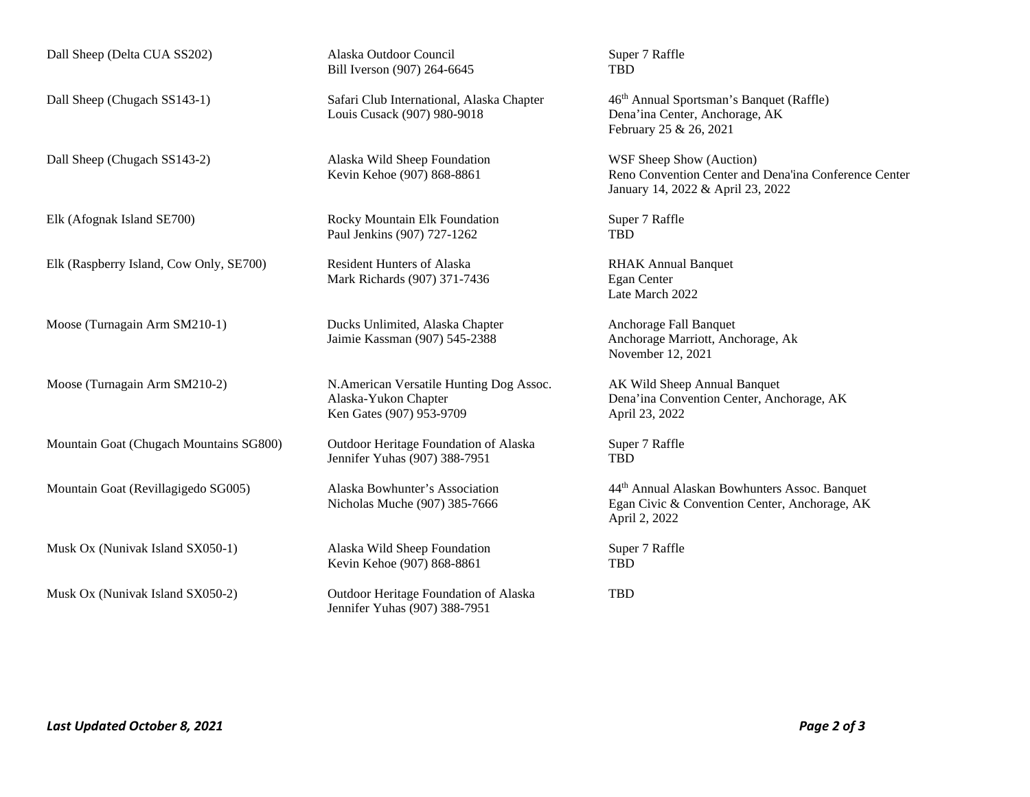| | | |
|---|---|---|
| Dall Sheep (Delta CUA SS202) | Alaska Outdoor Council<br>Bill Iverson (907) 264-6645 | Super 7 Raffle<br>TBD |
| Dall Sheep (Chugach SS143-1) | Safari Club International, Alaska Chapter<br>Louis Cusack (907) 980-9018 | 46th Annual Sportsman's Banquet (Raffle)<br>Dena'ina Center, Anchorage, AK<br>February 25 & 26, 2021 |
| Dall Sheep (Chugach SS143-2) | Alaska Wild Sheep Foundation<br>Kevin Kehoe (907) 868-8861 | WSF Sheep Show (Auction)<br>Reno Convention Center and Dena'ina Conference Center<br>January 14, 2022 & April 23, 2022 |
| Elk (Afognak Island SE700) | Rocky Mountain Elk Foundation<br>Paul Jenkins (907) 727-1262 | Super 7 Raffle<br>TBD |
| Elk (Raspberry Island, Cow Only, SE700) | Resident Hunters of Alaska<br>Mark Richards (907) 371-7436 | RHAK Annual Banquet<br>Egan Center<br>Late March 2022 |
| Moose (Turnagain Arm SM210-1) | Ducks Unlimited, Alaska Chapter<br>Jaimie Kassman (907) 545-2388 | Anchorage Fall Banquet<br>Anchorage Marriott, Anchorage, Ak<br>November 12, 2021 |
| Moose (Turnagain Arm SM210-2) | N.American Versatile Hunting Dog Assoc.<br>Alaska-Yukon Chapter<br>Ken Gates (907) 953-9709 | AK Wild Sheep Annual Banquet<br>Dena'ina Convention Center, Anchorage, AK<br>April 23, 2022 |
| Mountain Goat (Chugach Mountains SG800) | Outdoor Heritage Foundation of Alaska<br>Jennifer Yuhas (907) 388-7951 | Super 7 Raffle<br>TBD |
| Mountain Goat (Revillagigedo SG005) | Alaska Bowhunter's Association<br>Nicholas Muche (907) 385-7666 | 44th Annual Alaskan Bowhunters Assoc. Banquet<br>Egan Civic & Convention Center, Anchorage, AK<br>April 2, 2022 |
| Musk Ox (Nunivak Island SX050-1) | Alaska Wild Sheep Foundation<br>Kevin Kehoe (907) 868-8861 | Super 7 Raffle<br>TBD |
| Musk Ox (Nunivak Island SX050-2) | Outdoor Heritage Foundation of Alaska<br>Jennifer Yuhas (907) 388-7951 | TBD |

***Last Updated October 8, 2021***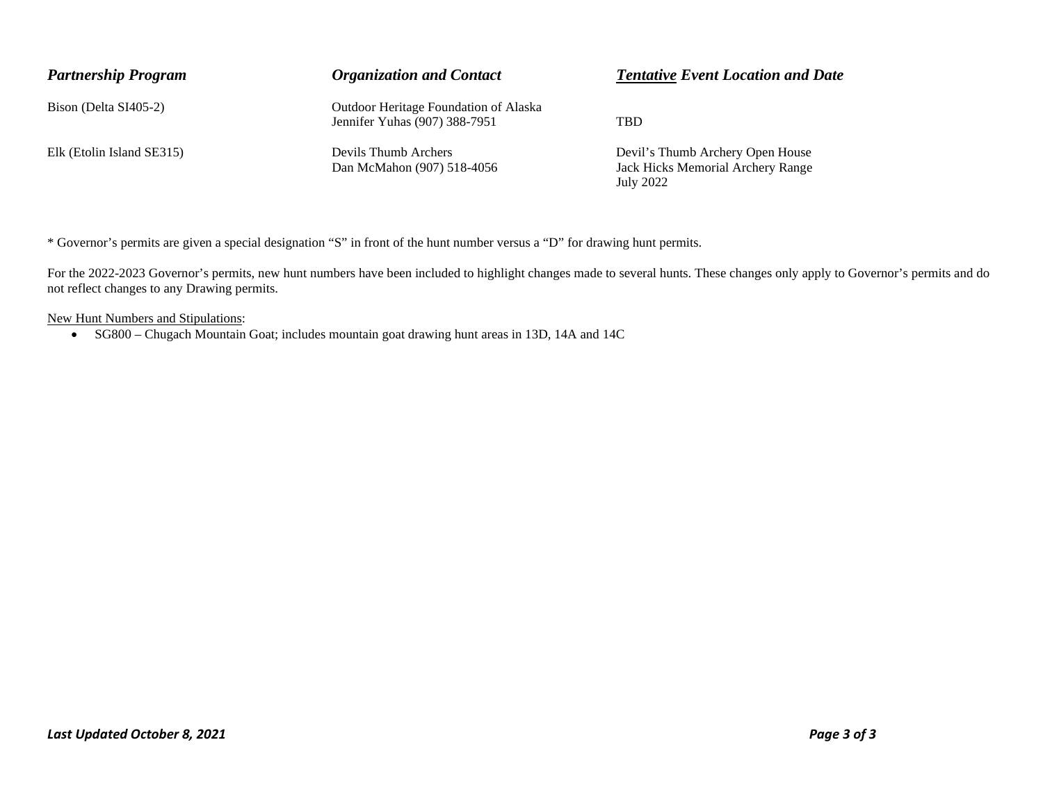| *Partnership Program* | *Organization and Contact* | ***Tentative** Event Location and Date* |
|---|---|---|
| Bison (Delta SI405-2) | Outdoor Heritage Foundation of Alaska<br>Jennifer Yuhas (907) 388-7951 | TBD |
| Elk (Etolin Island SE315) | Devils Thumb Archers<br>Dan McMahon (907) 518-4056 | Devil's Thumb Archery Open House<br>Jack Hicks Memorial Archery Range<br>July 2022 |

* Governor's permits are given a special designation "S" in front of the hunt number versus a "D" for drawing hunt permits.

For the 2022-2023 Governor's permits, new hunt numbers have been included to highlight changes made to several hunts. These changes only apply to Governor's permits and do not reflect changes to any Drawing permits.

New Hunt Numbers and Stipulations:

- SG800 – Chugach Mountain Goat; includes mountain goat drawing hunt areas in 13D, 14A and 14C

***Last Updated October 8, 2021***